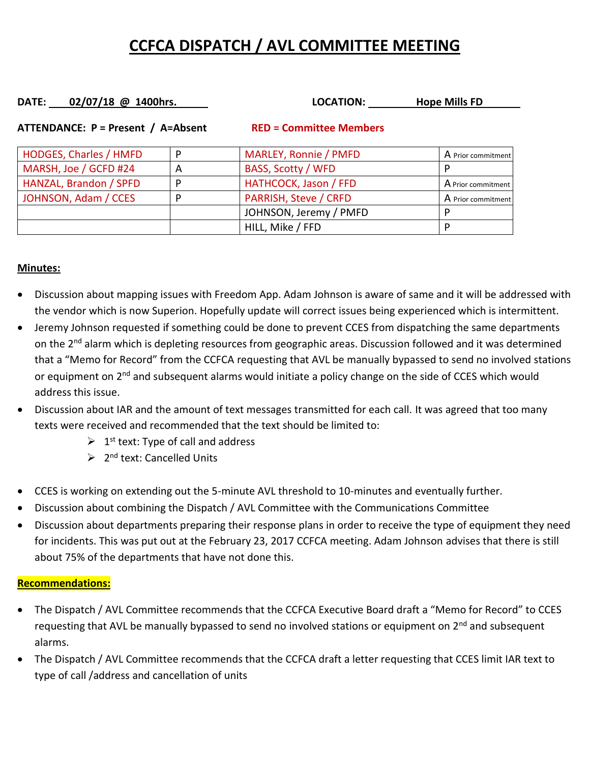# CCFCA DISPATCH / AVL COMMITTEE MEETING

**DATE:** **02/07/18 @ 1400hrs.** **LOCATION:** **Hope Mills FD**

**ATTENDANCE: P = Present / A=Absent** **RED = Committee Members**

| | | | |
|---|---|---|---|
| HODGES, Charles / HMFD | P | MARLEY, Ronnie / PMFD | A Prior commitment |
| MARSH, Joe / GCFD #24 | A | BASS, Scotty / WFD | P |
| HANZAL, Brandon / SPFD | P | HATHCOCK, Jason / FFD | A Prior commitment |
| JOHNSON, Adam / CCES | P | PARRISH, Steve / CRFD | A Prior commitment |
| | | JOHNSON, Jeremy / PMFD | P |
| | | HILL, Mike / FFD | P |

**Minutes:**

- Discussion about mapping issues with Freedom App. Adam Johnson is aware of same and it will be addressed with the vendor which is now Superion. Hopefully update will correct issues being experienced which is intermittent.
- Jeremy Johnson requested if something could be done to prevent CCES from dispatching the same departments on the 2nd alarm which is depleting resources from geographic areas. Discussion followed and it was determined that a "Memo for Record" from the CCFCA requesting that AVL be manually bypassed to send no involved stations or equipment on 2nd and subsequent alarms would initiate a policy change on the side of CCES which would address this issue.
- Discussion about IAR and the amount of text messages transmitted for each call. It was agreed that too many texts were received and recommended that the text should be limited to:
  - 1st text: Type of call and address
  - 2nd text: Cancelled Units
- CCES is working on extending out the 5-minute AVL threshold to 10-minutes and eventually further.
- Discussion about combining the Dispatch / AVL Committee with the Communications Committee
- Discussion about departments preparing their response plans in order to receive the type of equipment they need for incidents. This was put out at the February 23, 2017 CCFCA meeting. Adam Johnson advises that there is still about 75% of the departments that have not done this.

**Recommendations:**

- The Dispatch / AVL Committee recommends that the CCFCA Executive Board draft a "Memo for Record" to CCES requesting that AVL be manually bypassed to send no involved stations or equipment on 2nd and subsequent alarms.
- The Dispatch / AVL Committee recommends that the CCFCA draft a letter requesting that CCES limit IAR text to type of call /address and cancellation of units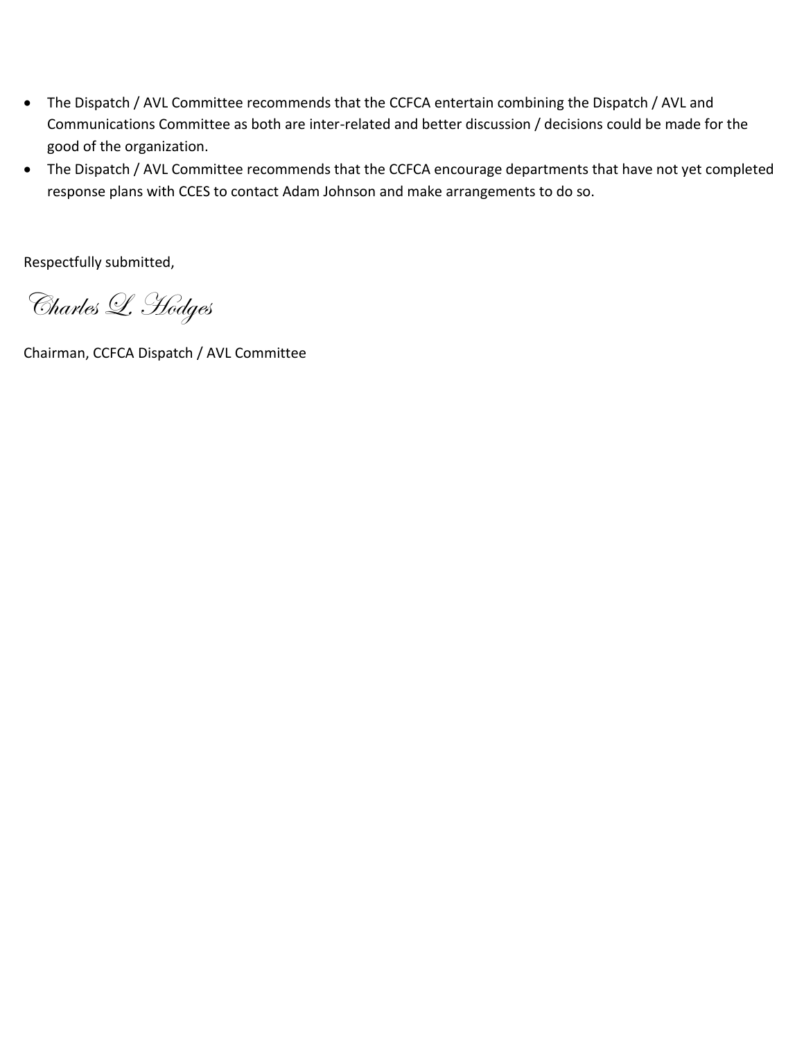- The Dispatch / AVL Committee recommends that the CCFCA entertain combining the Dispatch / AVL and Communications Committee as both are inter-related and better discussion / decisions could be made for the good of the organization.
- The Dispatch / AVL Committee recommends that the CCFCA encourage departments that have not yet completed response plans with CCES to contact Adam Johnson and make arrangements to do so.

Respectfully submitted,

*Charles L. Hodges*

Chairman, CCFCA Dispatch / AVL Committee